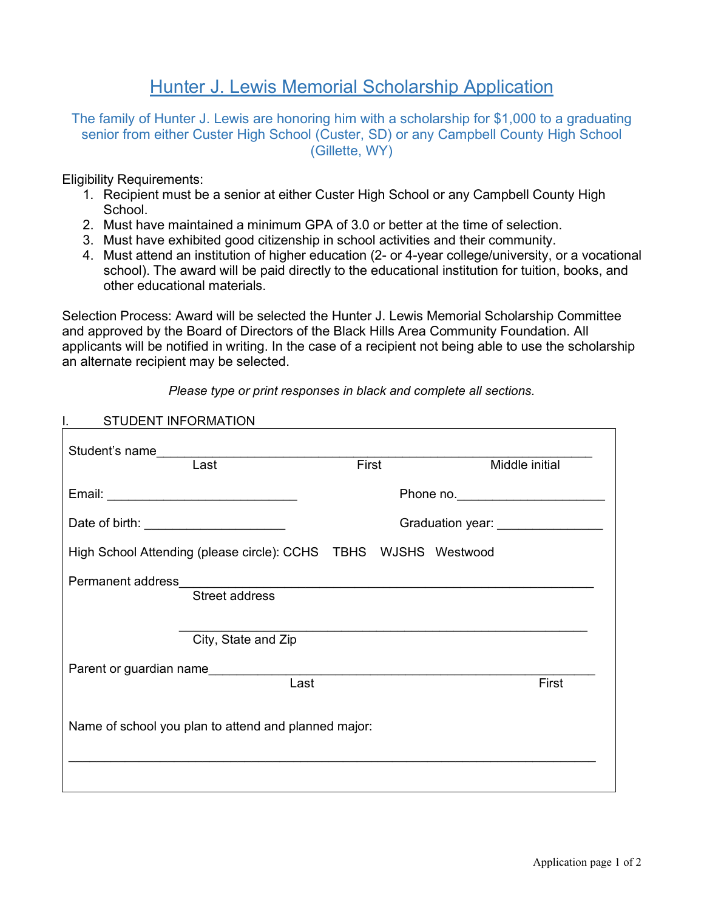# Hunter J. Lewis Memorial Scholarship Application

The family of Hunter J. Lewis are honoring him with a scholarship for $1,000 to a graduating senior from either Custer High School (Custer, SD) or any Campbell County High School (Gillette, WY)

Eligibility Requirements:

1. Recipient must be a senior at either Custer High School or any Campbell County High School.
2. Must have maintained a minimum GPA of 3.0 or better at the time of selection.
3. Must have exhibited good citizenship in school activities and their community.
4. Must attend an institution of higher education (2- or 4-year college/university, or a vocational school). The award will be paid directly to the educational institution for tuition, books, and other educational materials.

Selection Process: Award will be selected the Hunter J. Lewis Memorial Scholarship Committee and approved by the Board of Directors of the Black Hills Area Community Foundation. All applicants will be notified in writing. In the case of a recipient not being able to use the scholarship an alternate recipient may be selected.

*Please type or print responses in black and complete all sections.*

I. STUDENT INFORMATION

Student's name______________________________________________________________
Last First Middle initial

Email: ____________________________ Phone no.______________________

Date of birth: ____________________ Graduation year: _______________

High School Attending (please circle): CCHS TBHS WJSHS Westwood

Permanent address___________________________________________________________
Street address

___________________________________________________________
City, State and Zip

Parent or guardian name_________________________________________________________
Last First

Name of school you plan to attend and planned major:

______________________________________________________________________________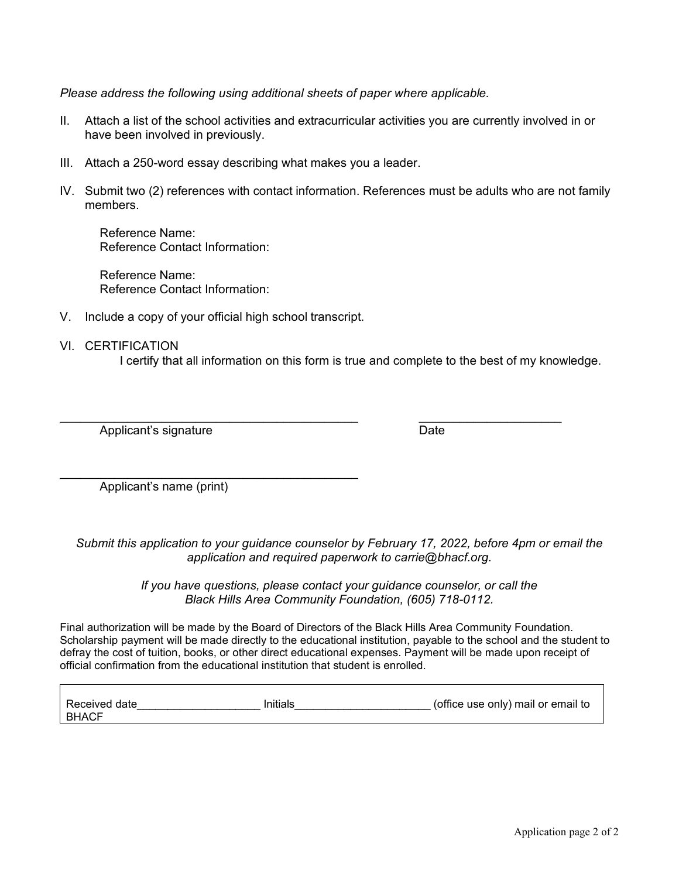*Please address the following using additional sheets of paper where applicable.*

II. Attach a list of the school activities and extracurricular activities you are currently involved in or have been involved in previously.

III. Attach a 250-word essay describing what makes you a leader.

IV. Submit two (2) references with contact information. References must be adults who are not family members.

Reference Name:
Reference Contact Information:

Reference Name:
Reference Contact Information:

V. Include a copy of your official high school transcript.

VI. CERTIFICATION

I certify that all information on this form is true and complete to the best of my knowledge.

_____________________________________________ _____________________

Applicant's signature Date

_____________________________________________

Applicant's name (print)

*Submit this application to your guidance counselor by February 17, 2022, before 4pm or email the application and required paperwork to carrie@bhacf.org.*

*If you have questions, please contact your guidance counselor, or call the Black Hills Area Community Foundation, (605) 718-0112.*

Final authorization will be made by the Board of Directors of the Black Hills Area Community Foundation. Scholarship payment will be made directly to the educational institution, payable to the school and the student to defray the cost of tuition, books, or other direct educational expenses. Payment will be made upon receipt of official confirmation from the educational institution that student is enrolled.

Received date____________________ Initials______________________ (office use only) mail or email to BHACF